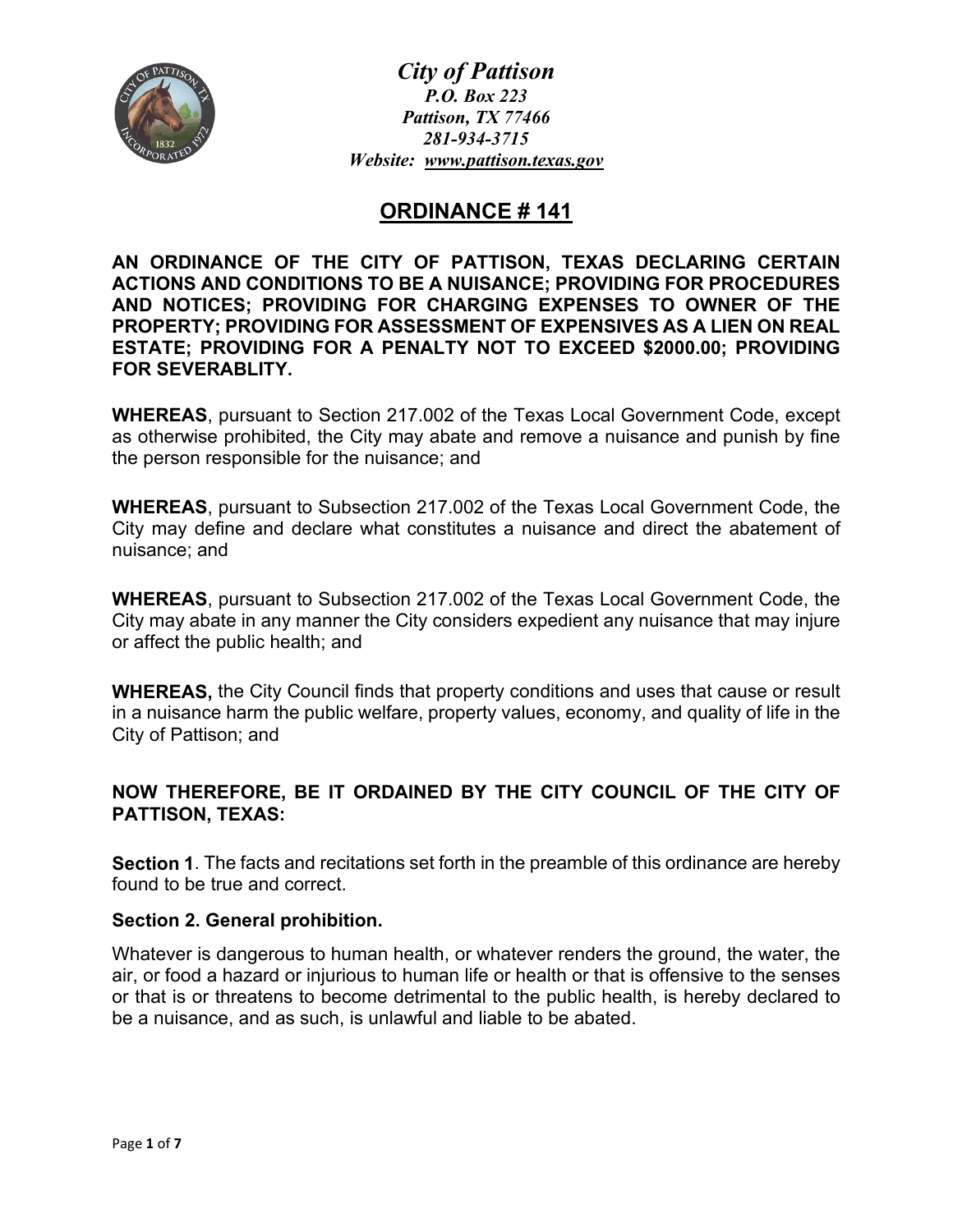***City of Pattison***
***P.O. Box 223***
***Pattison, TX 77466***
***281-934-3715***
***Website: www.pattison.texas.gov***

# ORDINANCE # 141

**AN ORDINANCE OF THE CITY OF PATTISON, TEXAS DECLARING CERTAIN ACTIONS AND CONDITIONS TO BE A NUISANCE; PROVIDING FOR PROCEDURES AND NOTICES; PROVIDING FOR CHARGING EXPENSES TO OWNER OF THE PROPERTY; PROVIDING FOR ASSESSMENT OF EXPENSIVES AS A LIEN ON REAL ESTATE; PROVIDING FOR A PENALTY NOT TO EXCEED $2000.00; PROVIDING FOR SEVERABLITY.**

**WHEREAS**, pursuant to Section 217.002 of the Texas Local Government Code, except as otherwise prohibited, the City may abate and remove a nuisance and punish by fine the person responsible for the nuisance; and

**WHEREAS**, pursuant to Subsection 217.002 of the Texas Local Government Code, the City may define and declare what constitutes a nuisance and direct the abatement of nuisance; and

**WHEREAS**, pursuant to Subsection 217.002 of the Texas Local Government Code, the City may abate in any manner the City considers expedient any nuisance that may injure or affect the public health; and

**WHEREAS,** the City Council finds that property conditions and uses that cause or result in a nuisance harm the public welfare, property values, economy, and quality of life in the City of Pattison; and

**NOW THEREFORE, BE IT ORDAINED BY THE CITY COUNCIL OF THE CITY OF PATTISON, TEXAS:**

**Section 1**. The facts and recitations set forth in the preamble of this ordinance are hereby found to be true and correct.

**Section 2. General prohibition.**

Whatever is dangerous to human health, or whatever renders the ground, the water, the air, or food a hazard or injurious to human life or health or that is offensive to the senses or that is or threatens to become detrimental to the public health, is hereby declared to be a nuisance, and as such, is unlawful and liable to be abated.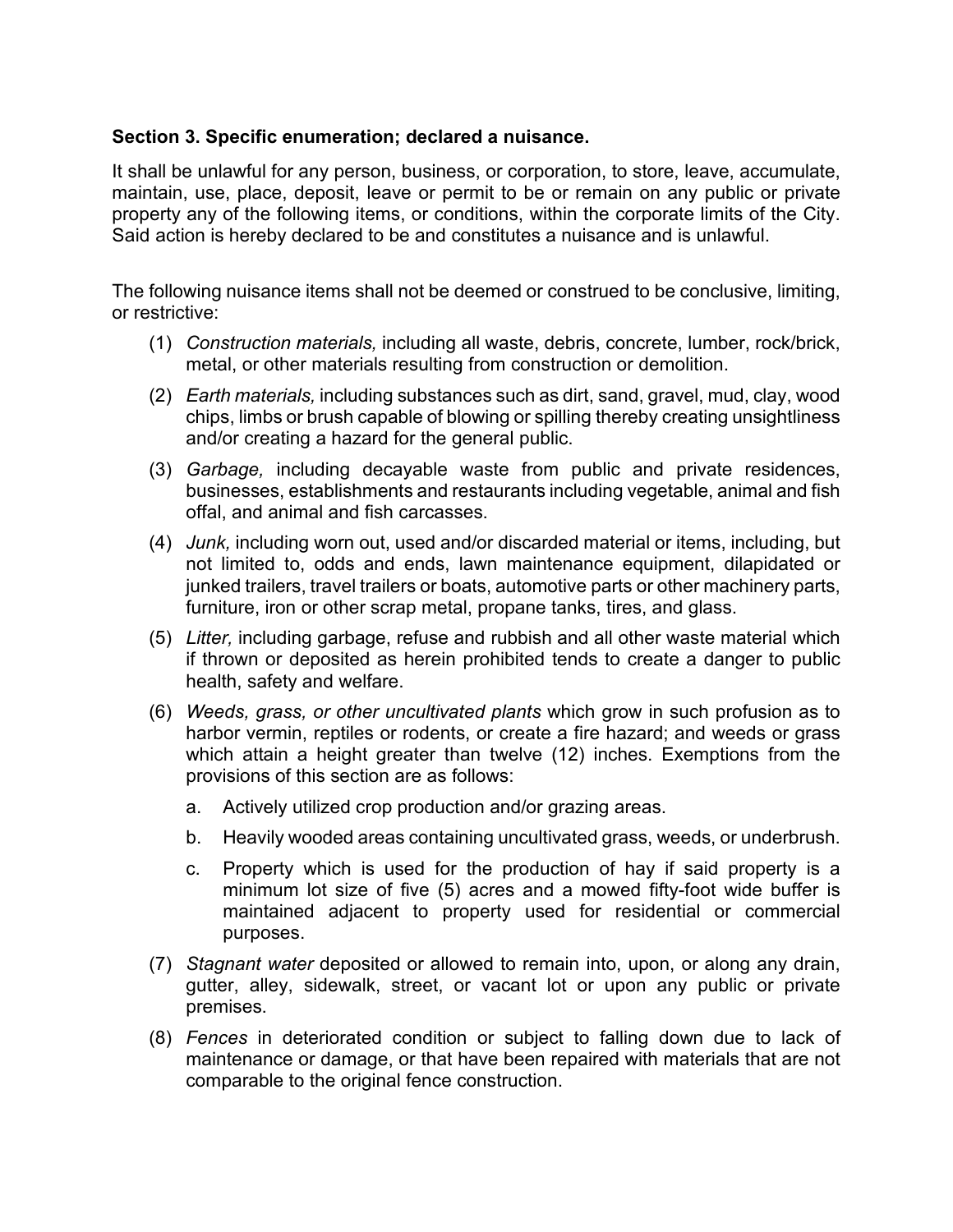**Section 3. Specific enumeration; declared a nuisance.**

It shall be unlawful for any person, business, or corporation, to store, leave, accumulate, maintain, use, place, deposit, leave or permit to be or remain on any public or private property any of the following items, or conditions, within the corporate limits of the City. Said action is hereby declared to be and constitutes a nuisance and is unlawful.

The following nuisance items shall not be deemed or construed to be conclusive, limiting, or restrictive:

(1) *Construction materials,* including all waste, debris, concrete, lumber, rock/brick, metal, or other materials resulting from construction or demolition.

(2) *Earth materials,* including substances such as dirt, sand, gravel, mud, clay, wood chips, limbs or brush capable of blowing or spilling thereby creating unsightliness and/or creating a hazard for the general public.

(3) *Garbage,* including decayable waste from public and private residences, businesses, establishments and restaurants including vegetable, animal and fish offal, and animal and fish carcasses.

(4) *Junk,* including worn out, used and/or discarded material or items, including, but not limited to, odds and ends, lawn maintenance equipment, dilapidated or junked trailers, travel trailers or boats, automotive parts or other machinery parts, furniture, iron or other scrap metal, propane tanks, tires, and glass.

(5) *Litter,* including garbage, refuse and rubbish and all other waste material which if thrown or deposited as herein prohibited tends to create a danger to public health, safety and welfare.

(6) *Weeds, grass, or other uncultivated plants* which grow in such profusion as to harbor vermin, reptiles or rodents, or create a fire hazard; and weeds or grass which attain a height greater than twelve (12) inches. Exemptions from the provisions of this section are as follows:

   a. Actively utilized crop production and/or grazing areas.

   b. Heavily wooded areas containing uncultivated grass, weeds, or underbrush.

   c. Property which is used for the production of hay if said property is a minimum lot size of five (5) acres and a mowed fifty-foot wide buffer is maintained adjacent to property used for residential or commercial purposes.

(7) *Stagnant water* deposited or allowed to remain into, upon, or along any drain, gutter, alley, sidewalk, street, or vacant lot or upon any public or private premises.

(8) *Fences* in deteriorated condition or subject to falling down due to lack of maintenance or damage, or that have been repaired with materials that are not comparable to the original fence construction.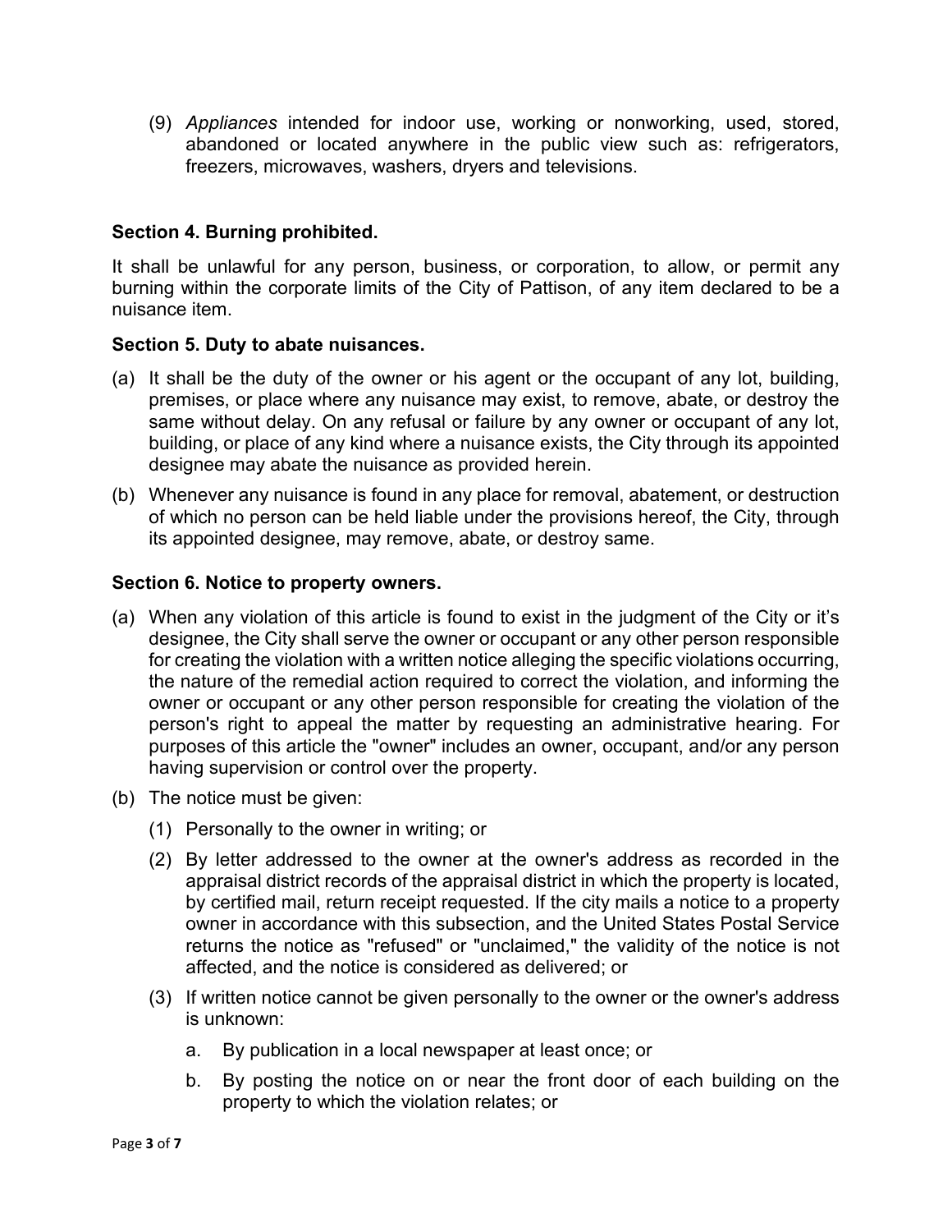(9) *Appliances* intended for indoor use, working or nonworking, used, stored, abandoned or located anywhere in the public view such as: refrigerators, freezers, microwaves, washers, dryers and televisions.

**Section 4. Burning prohibited.**

It shall be unlawful for any person, business, or corporation, to allow, or permit any burning within the corporate limits of the City of Pattison, of any item declared to be a nuisance item.

**Section 5. Duty to abate nuisances.**

(a) It shall be the duty of the owner or his agent or the occupant of any lot, building, premises, or place where any nuisance may exist, to remove, abate, or destroy the same without delay. On any refusal or failure by any owner or occupant of any lot, building, or place of any kind where a nuisance exists, the City through its appointed designee may abate the nuisance as provided herein.

(b) Whenever any nuisance is found in any place for removal, abatement, or destruction of which no person can be held liable under the provisions hereof, the City, through its appointed designee, may remove, abate, or destroy same.

**Section 6. Notice to property owners.**

(a) When any violation of this article is found to exist in the judgment of the City or it's designee, the City shall serve the owner or occupant or any other person responsible for creating the violation with a written notice alleging the specific violations occurring, the nature of the remedial action required to correct the violation, and informing the owner or occupant or any other person responsible for creating the violation of the person's right to appeal the matter by requesting an administrative hearing. For purposes of this article the "owner" includes an owner, occupant, and/or any person having supervision or control over the property.

(b) The notice must be given:

   (1) Personally to the owner in writing; or

   (2) By letter addressed to the owner at the owner's address as recorded in the appraisal district records of the appraisal district in which the property is located, by certified mail, return receipt requested. If the city mails a notice to a property owner in accordance with this subsection, and the United States Postal Service returns the notice as "refused" or "unclaimed," the validity of the notice is not affected, and the notice is considered as delivered; or

   (3) If written notice cannot be given personally to the owner or the owner's address is unknown:

      a. By publication in a local newspaper at least once; or

      b. By posting the notice on or near the front door of each building on the property to which the violation relates; or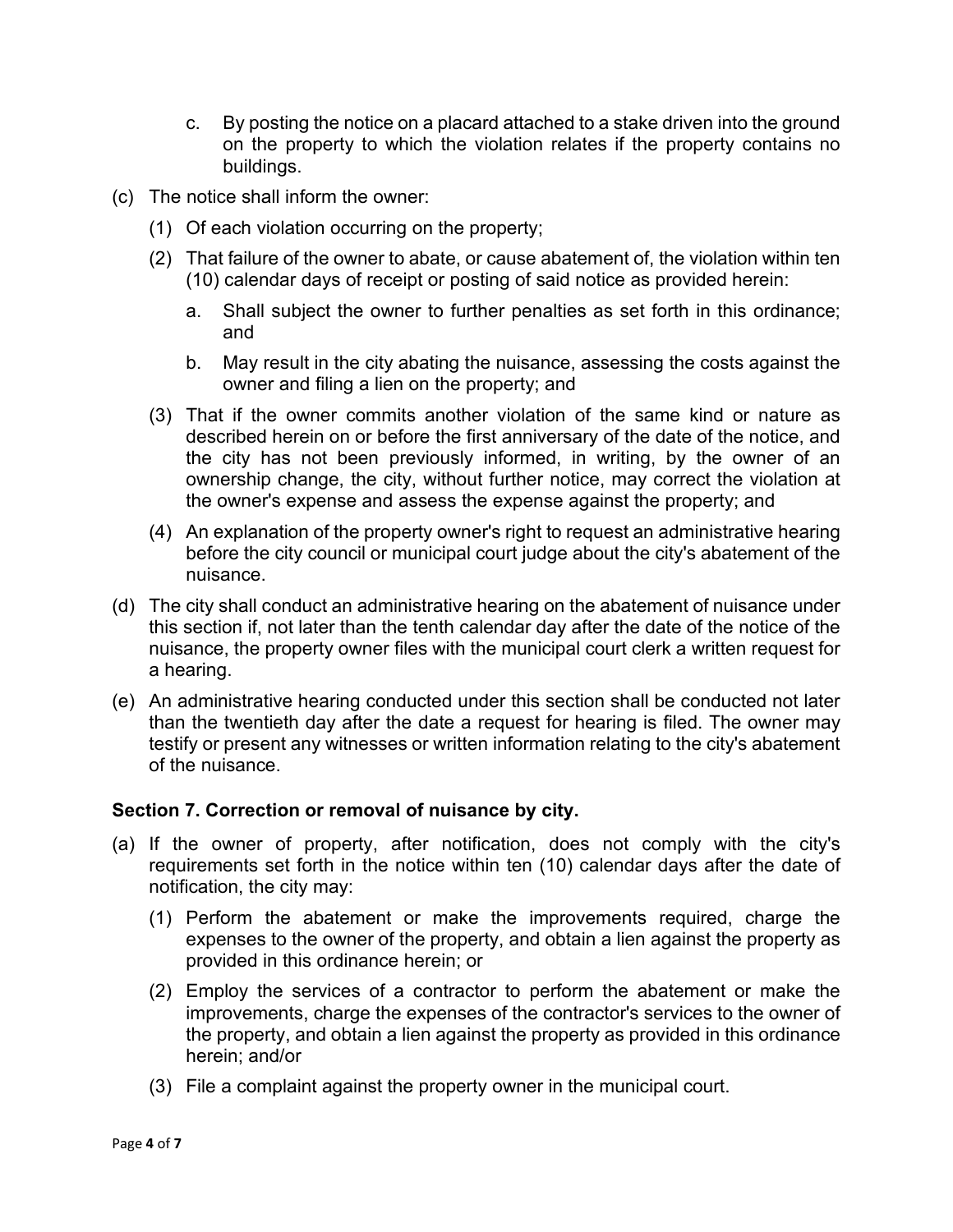c. By posting the notice on a placard attached to a stake driven into the ground on the property to which the violation relates if the property contains no buildings.

(c) The notice shall inform the owner:

(1) Of each violation occurring on the property;

(2) That failure of the owner to abate, or cause abatement of, the violation within ten (10) calendar days of receipt or posting of said notice as provided herein:

a. Shall subject the owner to further penalties as set forth in this ordinance; and

b. May result in the city abating the nuisance, assessing the costs against the owner and filing a lien on the property; and

(3) That if the owner commits another violation of the same kind or nature as described herein on or before the first anniversary of the date of the notice, and the city has not been previously informed, in writing, by the owner of an ownership change, the city, without further notice, may correct the violation at the owner's expense and assess the expense against the property; and

(4) An explanation of the property owner's right to request an administrative hearing before the city council or municipal court judge about the city's abatement of the nuisance.

(d) The city shall conduct an administrative hearing on the abatement of nuisance under this section if, not later than the tenth calendar day after the date of the notice of the nuisance, the property owner files with the municipal court clerk a written request for a hearing.

(e) An administrative hearing conducted under this section shall be conducted not later than the twentieth day after the date a request for hearing is filed. The owner may testify or present any witnesses or written information relating to the city's abatement of the nuisance.

**Section 7. Correction or removal of nuisance by city.**

(a) If the owner of property, after notification, does not comply with the city's requirements set forth in the notice within ten (10) calendar days after the date of notification, the city may:

(1) Perform the abatement or make the improvements required, charge the expenses to the owner of the property, and obtain a lien against the property as provided in this ordinance herein; or

(2) Employ the services of a contractor to perform the abatement or make the improvements, charge the expenses of the contractor's services to the owner of the property, and obtain a lien against the property as provided in this ordinance herein; and/or

(3) File a complaint against the property owner in the municipal court.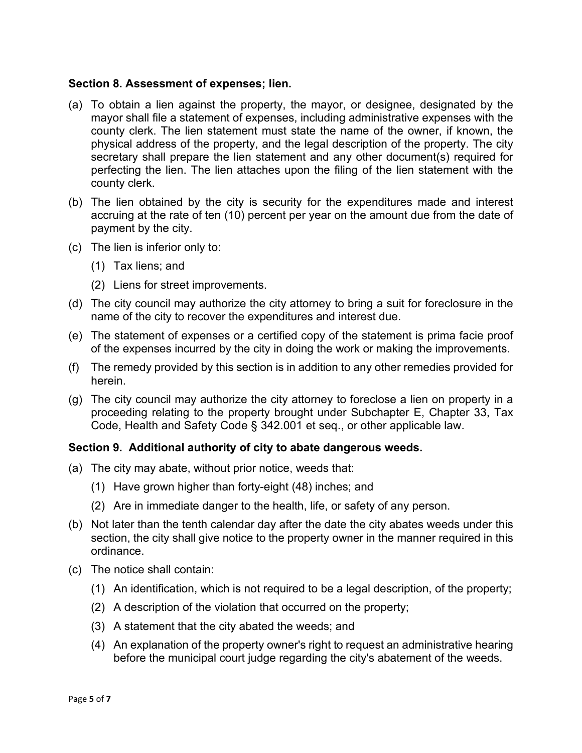**Section 8. Assessment of expenses; lien.**

(a) To obtain a lien against the property, the mayor, or designee, designated by the mayor shall file a statement of expenses, including administrative expenses with the county clerk. The lien statement must state the name of the owner, if known, the physical address of the property, and the legal description of the property. The city secretary shall prepare the lien statement and any other document(s) required for perfecting the lien. The lien attaches upon the filing of the lien statement with the county clerk.

(b) The lien obtained by the city is security for the expenditures made and interest accruing at the rate of ten (10) percent per year on the amount due from the date of payment by the city.

(c) The lien is inferior only to:

   (1) Tax liens; and

   (2) Liens for street improvements.

(d) The city council may authorize the city attorney to bring a suit for foreclosure in the name of the city to recover the expenditures and interest due.

(e) The statement of expenses or a certified copy of the statement is prima facie proof of the expenses incurred by the city in doing the work or making the improvements.

(f) The remedy provided by this section is in addition to any other remedies provided for herein.

(g) The city council may authorize the city attorney to foreclose a lien on property in a proceeding relating to the property brought under Subchapter E, Chapter 33, Tax Code, Health and Safety Code § 342.001 et seq., or other applicable law.

**Section 9. Additional authority of city to abate dangerous weeds.**

(a) The city may abate, without prior notice, weeds that:

   (1) Have grown higher than forty-eight (48) inches; and

   (2) Are in immediate danger to the health, life, or safety of any person.

(b) Not later than the tenth calendar day after the date the city abates weeds under this section, the city shall give notice to the property owner in the manner required in this ordinance.

(c) The notice shall contain:

   (1) An identification, which is not required to be a legal description, of the property;

   (2) A description of the violation that occurred on the property;

   (3) A statement that the city abated the weeds; and

   (4) An explanation of the property owner's right to request an administrative hearing before the municipal court judge regarding the city's abatement of the weeds.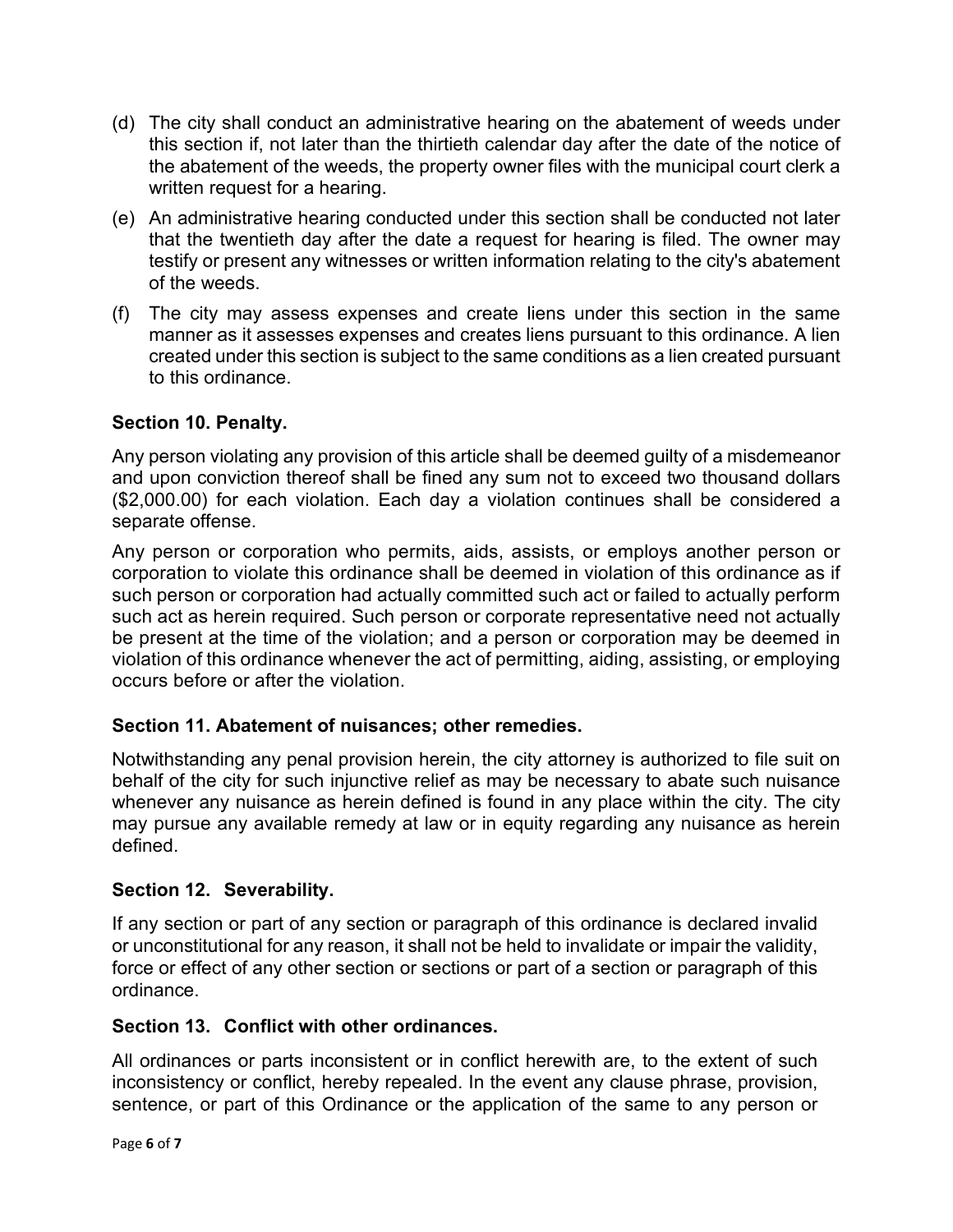(d) The city shall conduct an administrative hearing on the abatement of weeds under this section if, not later than the thirtieth calendar day after the date of the notice of the abatement of the weeds, the property owner files with the municipal court clerk a written request for a hearing.

(e) An administrative hearing conducted under this section shall be conducted not later that the twentieth day after the date a request for hearing is filed. The owner may testify or present any witnesses or written information relating to the city's abatement of the weeds.

(f) The city may assess expenses and create liens under this section in the same manner as it assesses expenses and creates liens pursuant to this ordinance. A lien created under this section is subject to the same conditions as a lien created pursuant to this ordinance.

**Section 10. Penalty.**

Any person violating any provision of this article shall be deemed guilty of a misdemeanor and upon conviction thereof shall be fined any sum not to exceed two thousand dollars ($2,000.00) for each violation. Each day a violation continues shall be considered a separate offense.

Any person or corporation who permits, aids, assists, or employs another person or corporation to violate this ordinance shall be deemed in violation of this ordinance as if such person or corporation had actually committed such act or failed to actually perform such act as herein required. Such person or corporate representative need not actually be present at the time of the violation; and a person or corporation may be deemed in violation of this ordinance whenever the act of permitting, aiding, assisting, or employing occurs before or after the violation.

**Section 11. Abatement of nuisances; other remedies.**

Notwithstanding any penal provision herein, the city attorney is authorized to file suit on behalf of the city for such injunctive relief as may be necessary to abate such nuisance whenever any nuisance as herein defined is found in any place within the city. The city may pursue any available remedy at law or in equity regarding any nuisance as herein defined.

**Section 12. Severability.**

If any section or part of any section or paragraph of this ordinance is declared invalid or unconstitutional for any reason, it shall not be held to invalidate or impair the validity, force or effect of any other section or sections or part of a section or paragraph of this ordinance.

**Section 13. Conflict with other ordinances.**

All ordinances or parts inconsistent or in conflict herewith are, to the extent of such inconsistency or conflict, hereby repealed. In the event any clause phrase, provision, sentence, or part of this Ordinance or the application of the same to any person or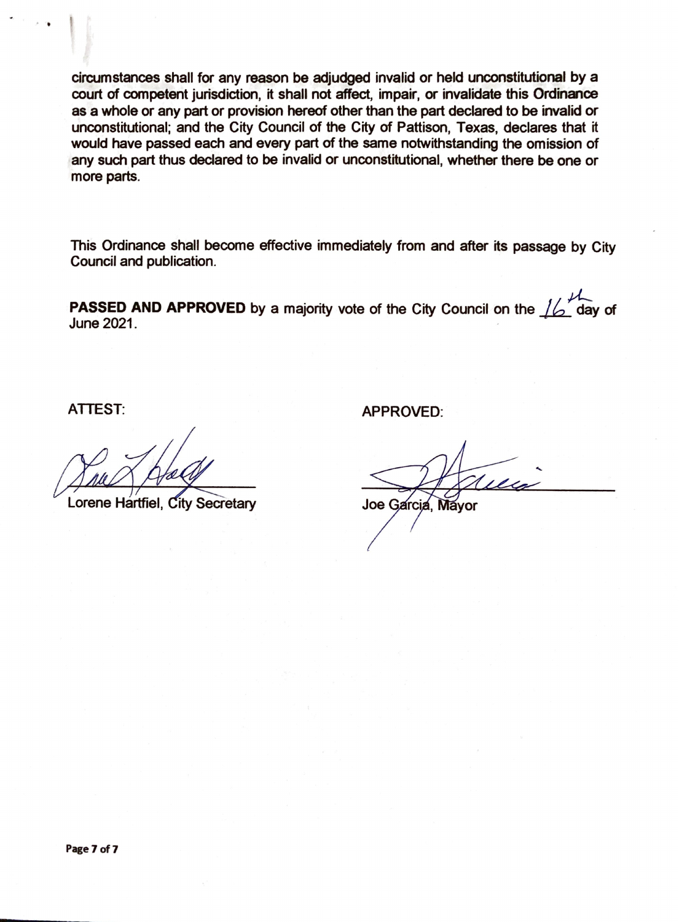circumstances shall for any reason be adjudged invalid or held unconstitutional by a court of competent jurisdiction, it shall not affect, impair, or invalidate this Ordinance as a whole or any part or provision hereof other than the part declared to be invalid or unconstitutional; and the City Council of the City of Pattison, Texas, declares that it would have passed each and every part of the same notwithstanding the omission of any such part thus declared to be invalid or unconstitutional, whether there be one or more parts.

This Ordinance shall become effective immediately from and after its passage by City Council and publication.

**PASSED AND APPROVED** by a majority vote of the City Council on the 16th day of June 2021.

ATTEST:

Lorene Hartfiel, City Secretary

APPROVED:

Joe Garcia, Mayor